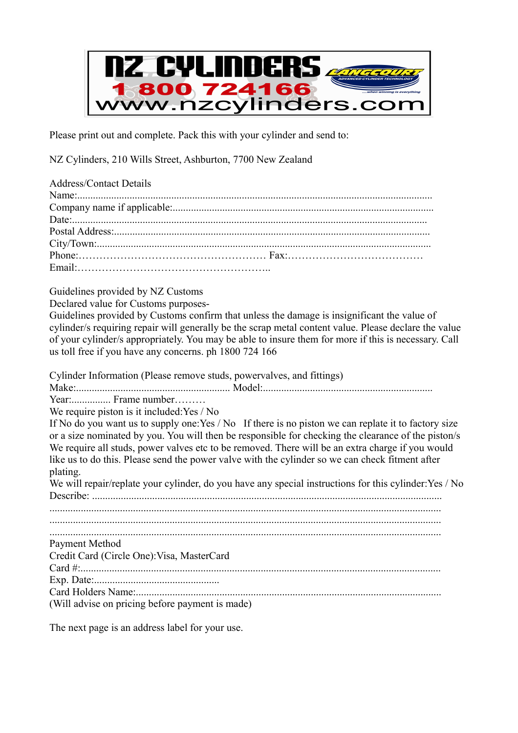# NZ CYLINDERS

**1 800 724166**

**www.nzcylinders.com**

LANGCOURT
ADVANCED CYLINDER TECHNOLOGY
....when winning is everything

Please print out and complete. Pack this with your cylinder and send to:

NZ Cylinders, 210 Wills Street, Ashburton, 7700 New Zealand

Address/Contact Details
Name:........................................................................................................................................
Company name if applicable:...................................................................................................
Date:.........................................................................................................................................
Postal Address:.........................................................................................................................
City/Town:................................................................................................................................
Phone:……………………………………………… Fax:…………………………………
Email:………………………………………………..

Guidelines provided by NZ Customs
Declared value for Customs purposes-
Guidelines provided by Customs confirm that unless the damage is insignificant the value of cylinder/s requiring repair will generally be the scrap metal content value. Please declare the value of your cylinder/s appropriately. You may be able to insure them for more if this is necessary. Call us toll free if you have any concerns. ph 1800 724 166

Cylinder Information (Please remove studs, powervalves, and fittings)
Make:........................................................... Model:.................................................................
Year:............... Frame number………
We require piston is it included:Yes / No
If No do you want us to supply one:Yes / No   If there is no piston we can replate it to factory size or a size nominated by you. You will then be responsible for checking the clearance of the piston/s
We require all studs, power valves etc to be removed. There will be an extra charge if you would like us to do this. Please send the power valve with the cylinder so we can check fitment after plating.
We will repair/replate your cylinder, do you have any special instructions for this cylinder:Yes / No
Describe: ....................................................................................................................................
....................................................................................................................................................
....................................................................................................................................................
....................................................................................................................................................
Payment Method
Credit Card (Circle One):Visa, MasterCard
Card #:........................................................................................................................................
Exp. Date:................................................
Card Holders Name:....................................................................................................................
(Will advise on pricing before payment is made)

The next page is an address label for your use.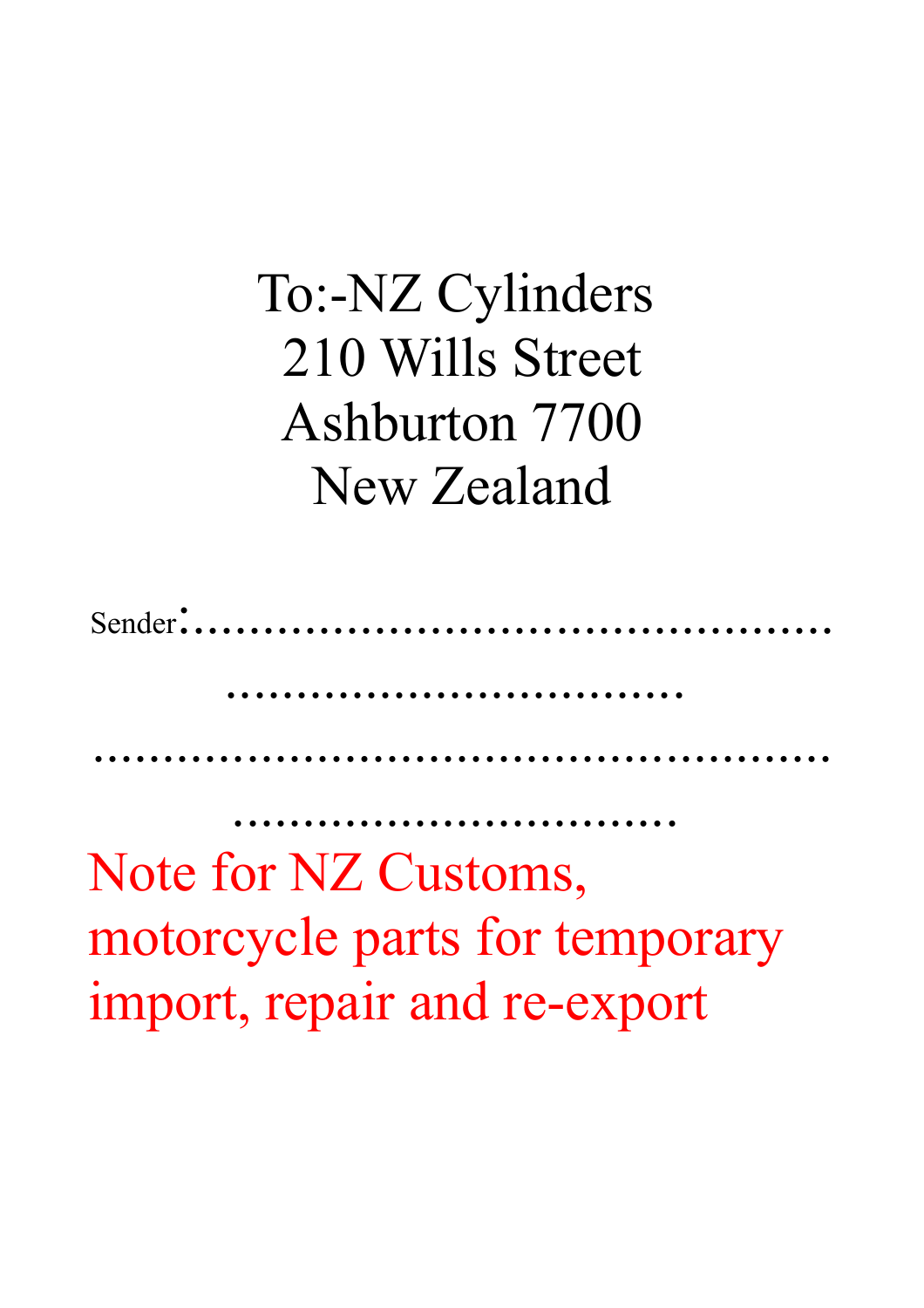To:-NZ Cylinders
210 Wills Street
Ashburton 7700
New Zealand

Sender:………………………………………

…………………………….

…………………………………………………

…………………………….

Note for NZ Customs, motorcycle parts for temporary import, repair and re-export